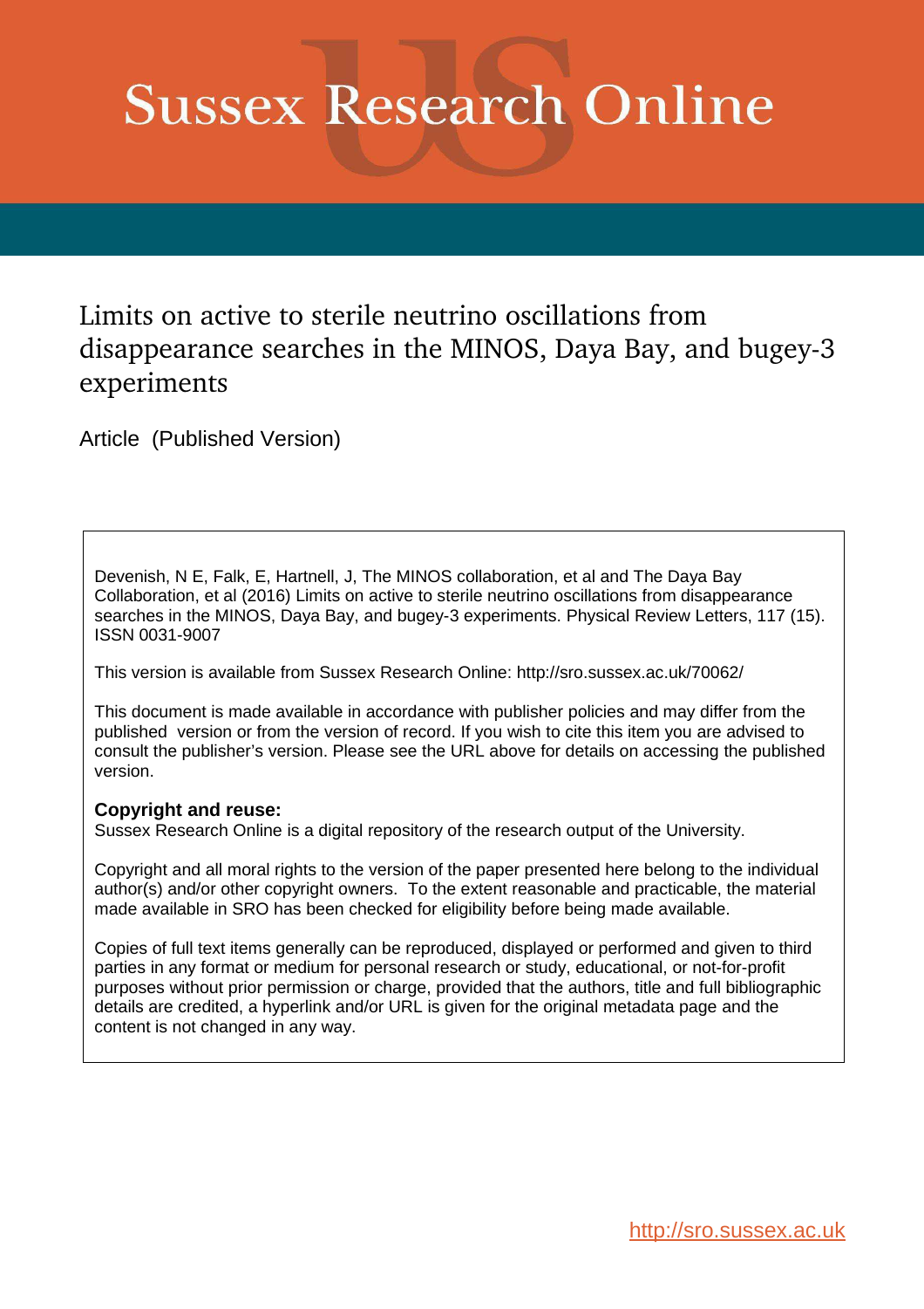# Sussex Research Online

## Limits on active to sterile neutrino oscillations from disappearance searches in the MINOS, Daya Bay, and bugey-3 experiments

Article (Published Version)

Devenish, N E, Falk, E, Hartnell, J, The MINOS collaboration, et al and The Daya Bay Collaboration, et al (2016) Limits on active to sterile neutrino oscillations from disappearance searches in the MINOS, Daya Bay, and bugey-3 experiments. Physical Review Letters, 117 (15). ISSN 0031-9007

This version is available from Sussex Research Online: http://sro.sussex.ac.uk/70062/

This document is made available in accordance with publisher policies and may differ from the published version or from the version of record. If you wish to cite this item you are advised to consult the publisher's version. Please see the URL above for details on accessing the published version.

**Copyright and reuse:**
Sussex Research Online is a digital repository of the research output of the University.

Copyright and all moral rights to the version of the paper presented here belong to the individual author(s) and/or other copyright owners. To the extent reasonable and practicable, the material made available in SRO has been checked for eligibility before being made available.

Copies of full text items generally can be reproduced, displayed or performed and given to third parties in any format or medium for personal research or study, educational, or not-for-profit purposes without prior permission or charge, provided that the authors, title and full bibliographic details are credited, a hyperlink and/or URL is given for the original metadata page and the content is not changed in any way.

http://sro.sussex.ac.uk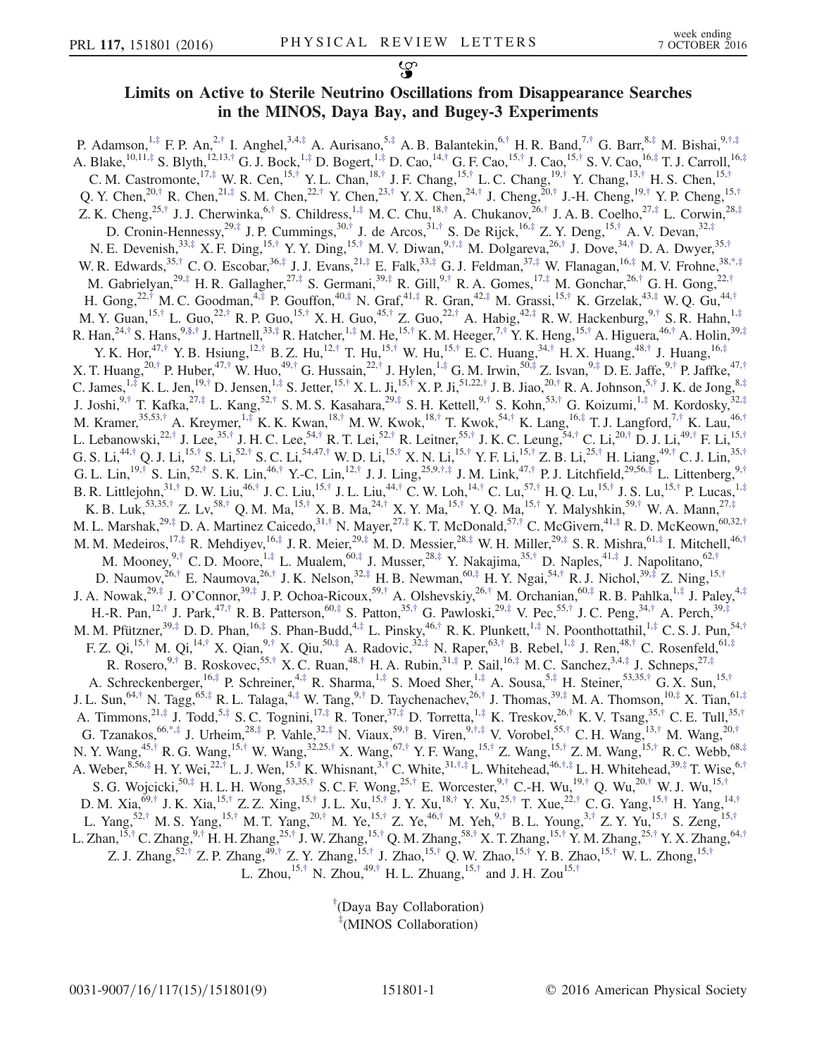# Limits on Active to Sterile Neutrino Oscillations from Disappearance Searches in the MINOS, Daya Bay, and Bugey-3 Experiments

P. Adamson,[1,‡] F. P. An,[2,†] I. Anghel,[3,4,‡] A. Aurisano,[5,‡] A. B. Balantekin,[6,†] H. R. Band,[7,†] G. Barr,[8,‡] M. Bishai,[9,†,‡] A. Blake,[10,11,‡] S. Blyth,[12,13,†] G. J. Bock,[1,‡] D. Bogert,[1,‡] D. Cao,[14,†] G. F. Cao,[15,†] J. Cao,[15,†] S. V. Cao,[16,‡] T. J. Carroll,[16,‡] C. M. Castromonte,[17,‡] W. R. Cen,[15,†] Y. L. Chan,[18,†] J. F. Chang,[15,†] L. C. Chang,[19,†] Y. Chang,[13,†] H. S. Chen,[15,†] Q. Y. Chen,[20,†] R. Chen,[21,‡] S. M. Chen,[22,†] Y. Chen,[23,†] Y. X. Chen,[24,†] J. Cheng,[20,†] J.-H. Cheng,[19,†] Y. P. Cheng,[15,†] Z. K. Cheng,[25,†] J. J. Cherwinka,[6,†] S. Childress,[1,‡] M. C. Chu,[18,†] A. Chukanov,[26,†] J. A. B. Coelho,[27,‡] L. Corwin,[28,‡] D. Cronin-Hennessy,[29,‡] J. P. Cummings,[30,†] J. de Arcos,[31,†] S. De Rijck,[16,‡] Z. Y. Deng,[15,†] A. V. Devan,[32,‡] N. E. Devenish,[33,‡] X. F. Ding,[15,†] Y. Y. Ding,[15,†] M. V. Diwan,[9,†,‡] M. Dolgareva,[26,†] J. Dove,[34,†] D. A. Dwyer,[35,†] W. R. Edwards,[35,†] C. O. Escobar,[36,‡] J. J. Evans,[21,‡] E. Falk,[33,‡] G. J. Feldman,[37,‡] W. Flanagan,[16,‡] M. V. Frohne,[38,*,‡] M. Gabrielyan,[29,‡] H. R. Gallagher,[27,‡] S. Germani,[39,‡] R. Gill,[9,†] R. A. Gomes,[17,‡] M. Gonchar,[26,†] G. H. Gong,[22,†] H. Gong,[22,†] M. C. Goodman,[4,‡] P. Gouffon,[40,‡] N. Graf,[41,‡] R. Gran,[42,‡] M. Grassi,[15,†] K. Grzelak,[43,‡] W. Q. Gu,[44,†] M. Y. Guan,[15,†] L. Guo,[22,†] R. P. Guo,[15,†] X. H. Guo,[45,†] Z. Guo,[22,†] A. Habig,[42,‡] R. W. Hackenburg,[9,†] S. R. Hahn,[1,‡] R. Han,[24,†] S. Hans,[9,§,†] J. Hartnell,[33,‡] R. Hatcher,[1,‡] M. He,[15,†] K. M. Heeger,[7,†] Y. K. Heng,[15,†] A. Higuera,[46,†] A. Holin,[39,‡] Y. K. Hor,[47,†] Y. B. Hsiung,[12,†] B. Z. Hu,[12,†] T. Hu,[15,†] W. Hu,[15,†] E. C. Huang,[34,†] H. X. Huang,[48,†] J. Huang,[16,‡] X. T. Huang,[20,†] P. Huber,[47,†] W. Huo,[49,†] G. Hussain,[22,†] J. Hylen,[1,‡] G. M. Irwin,[50,‡] Z. Isvan,[9,‡] D. E. Jaffe,[9,†] P. Jaffke,[47,†] C. James,[1,‡] K. L. Jen,[19,†] D. Jensen,[1,‡] S. Jetter,[15,†] X. L. Ji,[15,†] X. P. Ji,[51,22,†] J. B. Jiao,[20,†] R. A. Johnson,[5,†] J. K. de Jong,[8,‡] J. Joshi,[9,†] T. Kafka,[27,‡] L. Kang,[52,†] S. M. S. Kasahara,[29,‡] S. H. Kettell,[9,†] S. Kohn,[53,†] G. Koizumi,[1,‡] M. Kordosky,[32,‡] M. Kramer,[35,53,†] A. Kreymer,[1,‡] K. K. Kwan,[18,†] M. W. Kwok,[18,†] T. Kwok,[54,†] K. Lang,[16,‡] T. J. Langford,[7,†] K. Lau,[46,†] L. Lebanowski,[22,†] J. Lee,[35,†] J. H. C. Lee,[54,†] R. T. Lei,[52,†] R. Leitner,[55,†] J. K. C. Leung,[54,†] C. Li,[20,†] D. J. Li,[49,†] F. Li,[15,†] G. S. Li,[44,†] Q. J. Li,[15,†] S. Li,[52,†] S. C. Li,[54,47,†] W. D. Li,[15,†] X. N. Li,[15,†] Y. F. Li,[15,†] Z. B. Li,[25,†] H. Liang,[49,†] C. J. Lin,[35,†] G. L. Lin,[19,†] S. Lin,[52,†] S. K. Lin,[46,†] Y.-C. Lin,[12,†] J. J. Ling,[25,9,†,‡] J. M. Link,[47,†] P. J. Litchfield,[29,56,‡] L. Littenberg,[9,†] B. R. Littlejohn,[31,†] D. W. Liu,[46,†] J. C. Liu,[15,†] J. L. Liu,[44,†] C. W. Loh,[14,†] C. Lu,[57,†] H. Q. Lu,[15,†] J. S. Lu,[15,†] P. Lucas,[1,‡] K. B. Luk,[53,35,†] Z. Lv,[58,†] Q. M. Ma,[15,†] X. B. Ma,[24,†] X. Y. Ma,[15,†] Y. Q. Ma,[15,†] Y. Malyshkin,[59,†] W. A. Mann,[27,‡] M. L. Marshak,[29,‡] D. A. Martinez Caicedo,[31,†] N. Mayer,[27,‡] K. T. McDonald,[57,†] C. McGivern,[41,‡] R. D. McKeown,[60,32,†] M. M. Medeiros,[17,‡] R. Mehdiyev,[16,‡] J. R. Meier,[29,‡] M. D. Messier,[28,‡] W. H. Miller,[29,‡] S. R. Mishra,[61,‡] I. Mitchell,[46,†] M. Mooney,[9,†] C. D. Moore,[1,‡] L. Mualem,[60,‡] J. Musser,[28,‡] Y. Nakajima,[35,†] D. Naples,[41,‡] J. Napolitano,[62,†] D. Naumov,[26,†] E. Naumova,[26,†] J. K. Nelson,[32,‡] H. B. Newman,[60,‡] H. Y. Ngai,[54,†] R. J. Nichol,[39,‡] Z. Ning,[15,†] J. A. Nowak,[29,‡] J. O'Connor,[39,‡] J. P. Ochoa-Ricoux,[59,†] A. Olshevskiy,[26,†] M. Orchanian,[60,‡] R. B. Pahlka,[1,‡] J. Paley,[4,‡] H.-R. Pan,[12,†] J. Park,[47,†] R. B. Patterson,[60,‡] S. Patton,[35,†] G. Pawloski,[29,‡] V. Pec,[55,†] J. C. Peng,[34,†] A. Perch,[39,‡] M. M. Pfützner,[39,‡] D. D. Phan,[16,‡] S. Phan-Budd,[4,‡] L. Pinsky,[46,†] R. K. Plunkett,[1,‡] N. Poonthottathil,[1,‡] C. S. J. Pun,[54,†] F. Z. Qi,[15,†] M. Qi,[14,†] X. Qian,[9,†] X. Qiu,[50,‡] A. Radovic,[32,‡] N. Raper,[63,†] B. Rebel,[1,‡] J. Ren,[48,†] C. Rosenfeld,[61,‡] R. Rosero,[9,†] B. Roskovec,[55,†] X. C. Ruan,[48,†] H. A. Rubin,[31,‡] P. Sail,[16,‡] M. C. Sanchez,[3,4,‡] J. Schneps,[27,‡] A. Schreckenberger,[16,‡] P. Schreiner,[4,‡] R. Sharma,[1,‡] S. Moed Sher,[1,‡] A. Sousa,[5,‡] H. Steiner,[53,35,†] G. X. Sun,[15,†] J. L. Sun,[64,†] N. Tagg,[65,‡] R. L. Talaga,[4,‡] W. Tang,[9,†] D. Taychenachev,[26,†] J. Thomas,[39,‡] M. A. Thomson,[10,‡] X. Tian,[61,‡] A. Timmons,[21,‡] J. Todd,[5,‡] S. C. Tognini,[17,‡] R. Toner,[37,‡] D. Torretta,[1,‡] K. Treskov,[26,†] K. V. Tsang,[35,†] C. E. Tull,[35,†] G. Tzanakos,[66,*,‡] J. Urheim,[28,‡] P. Vahle,[32,‡] N. Viaux,[59,†] B. Viren,[9,†,‡] V. Vorobel,[55,†] C. H. Wang,[13,†] M. Wang,[20,†] N. Y. Wang,[45,†] R. G. Wang,[15,†] W. Wang,[32,25,†] X. Wang,[67,†] Y. F. Wang,[15,†] Z. Wang,[15,†] Z. M. Wang,[15,†] R. C. Webb,[68,‡] A. Weber,[8,56,‡] H. Y. Wei,[22,†] L. J. Wen,[15,†] K. Whisnant,[3,†] C. White,[31,†,‡] L. Whitehead,[46,†,‡] L. H. Whitehead,[39,‡] T. Wise,[6,†] S. G. Wojcicki,[50,‡] H. L. H. Wong,[53,35,†] S. C. F. Wong,[25,†] E. Worcester,[9,†] C.-H. Wu,[19,†] Q. Wu,[20,†] W. J. Wu,[15,†] D. M. Xia,[69,†] J. K. Xia,[15,†] Z. Z. Xing,[15,†] J. L. Xu,[15,†] J. Y. Xu,[18,†] Y. Xu,[25,†] T. Xue,[22,†] C. G. Yang,[15,†] H. Yang,[14,†] L. Yang,[52,†] M. S. Yang,[15,†] M. T. Yang,[20,†] M. Ye,[15,†] Z. Ye,[46,†] M. Yeh,[9,†] B. L. Young,[3,†] Z. Y. Yu,[15,†] S. Zeng,[15,†] L. Zhan,[15,†] C. Zhang,[9,†] H. H. Zhang,[25,†] J. W. Zhang,[15,†] Q. M. Zhang,[58,†] X. T. Zhang,[15,†] Y. M. Zhang,[25,†] Y. X. Zhang,[64,†] Z. J. Zhang,[52,†] Z. P. Zhang,[49,†] Z. Y. Zhang,[15,†] J. Zhao,[15,†] Q. W. Zhao,[15,†] Y. B. Zhao,[15,†] W. L. Zhong,[15,†] L. Zhou,[15,†] N. Zhou,[49,†] H. L. Zhuang,[15,†] and J. H. Zou[15,†]

[†](Daya Bay Collaboration)

[‡](MINOS Collaboration)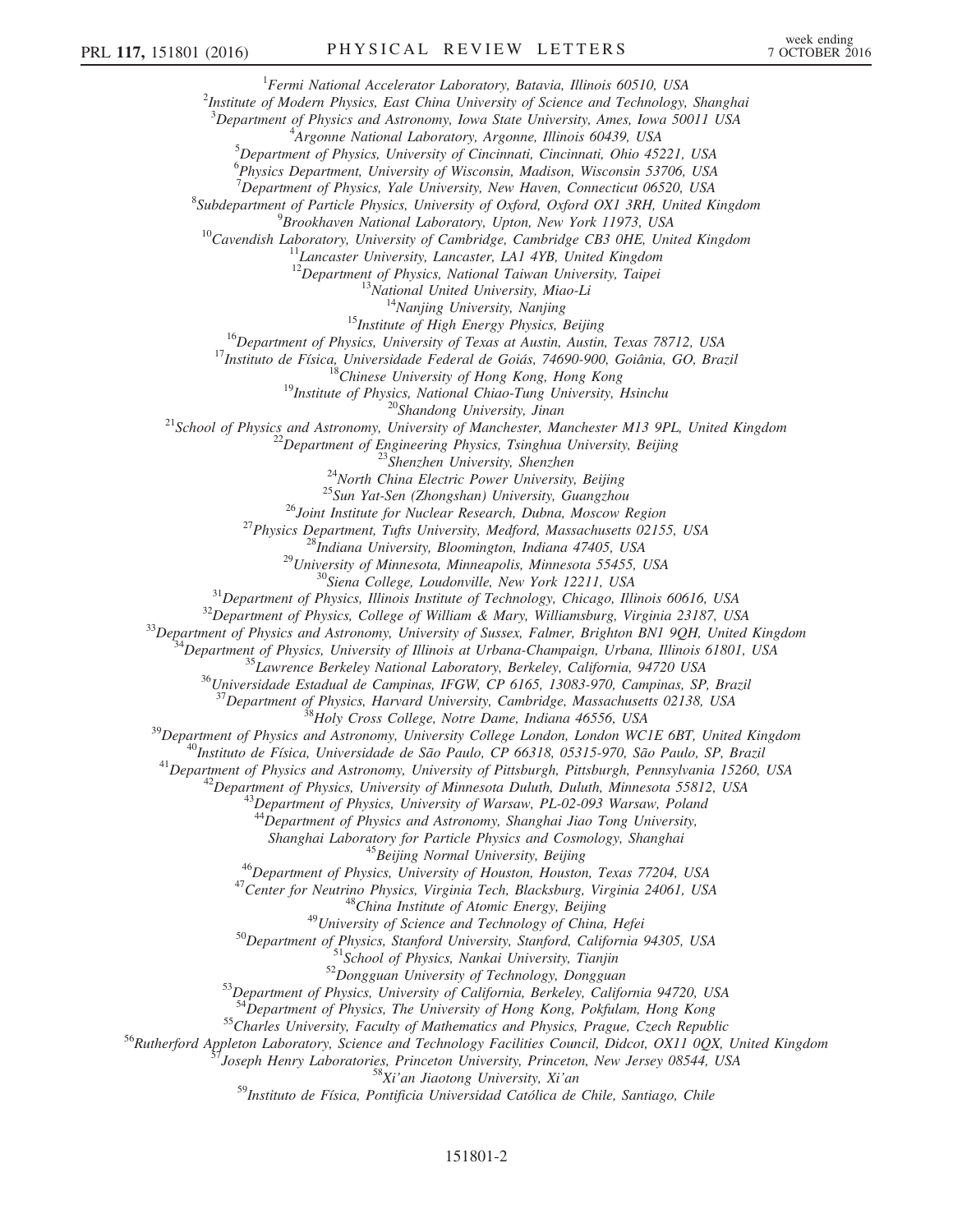[1]Fermi National Accelerator Laboratory, Batavia, Illinois 60510, USA
[2]Institute of Modern Physics, East China University of Science and Technology, Shanghai
[3]Department of Physics and Astronomy, Iowa State University, Ames, Iowa 50011 USA
[4]Argonne National Laboratory, Argonne, Illinois 60439, USA
[5]Department of Physics, University of Cincinnati, Cincinnati, Ohio 45221, USA
[6]Physics Department, University of Wisconsin, Madison, Wisconsin 53706, USA
[7]Department of Physics, Yale University, New Haven, Connecticut 06520, USA
[8]Subdepartment of Particle Physics, University of Oxford, Oxford OX1 3RH, United Kingdom
[9]Brookhaven National Laboratory, Upton, New York 11973, USA
[10]Cavendish Laboratory, University of Cambridge, Cambridge CB3 0HE, United Kingdom
[11]Lancaster University, Lancaster, LA1 4YB, United Kingdom
[12]Department of Physics, National Taiwan University, Taipei
[13]National United University, Miao-Li
[14]Nanjing University, Nanjing
[15]Institute of High Energy Physics, Beijing
[16]Department of Physics, University of Texas at Austin, Austin, Texas 78712, USA
[17]Instituto de Física, Universidade Federal de Goiás, 74690-900, Goiânia, GO, Brazil
[18]Chinese University of Hong Kong, Hong Kong
[19]Institute of Physics, National Chiao-Tung University, Hsinchu
[20]Shandong University, Jinan
[21]School of Physics and Astronomy, University of Manchester, Manchester M13 9PL, United Kingdom
[22]Department of Engineering Physics, Tsinghua University, Beijing
[23]Shenzhen University, Shenzhen
[24]North China Electric Power University, Beijing
[25]Sun Yat-Sen (Zhongshan) University, Guangzhou
[26]Joint Institute for Nuclear Research, Dubna, Moscow Region
[27]Physics Department, Tufts University, Medford, Massachusetts 02155, USA
[28]Indiana University, Bloomington, Indiana 47405, USA
[29]University of Minnesota, Minneapolis, Minnesota 55455, USA
[30]Siena College, Loudonville, New York 12211, USA
[31]Department of Physics, Illinois Institute of Technology, Chicago, Illinois 60616, USA
[32]Department of Physics, College of William & Mary, Williamsburg, Virginia 23187, USA
[33]Department of Physics and Astronomy, University of Sussex, Falmer, Brighton BN1 9QH, United Kingdom
[34]Department of Physics, University of Illinois at Urbana-Champaign, Urbana, Illinois 61801, USA
[35]Lawrence Berkeley National Laboratory, Berkeley, California, 94720 USA
[36]Universidade Estadual de Campinas, IFGW, CP 6165, 13083-970, Campinas, SP, Brazil
[37]Department of Physics, Harvard University, Cambridge, Massachusetts 02138, USA
[38]Holy Cross College, Notre Dame, Indiana 46556, USA
[39]Department of Physics and Astronomy, University College London, London WC1E 6BT, United Kingdom
[40]Instituto de Física, Universidade de São Paulo, CP 66318, 05315-970, São Paulo, SP, Brazil
[41]Department of Physics and Astronomy, University of Pittsburgh, Pittsburgh, Pennsylvania 15260, USA
[42]Department of Physics, University of Minnesota Duluth, Duluth, Minnesota 55812, USA
[43]Department of Physics, University of Warsaw, PL-02-093 Warsaw, Poland
[44]Department of Physics and Astronomy, Shanghai Jiao Tong University, Shanghai Laboratory for Particle Physics and Cosmology, Shanghai
[45]Beijing Normal University, Beijing
[46]Department of Physics, University of Houston, Houston, Texas 77204, USA
[47]Center for Neutrino Physics, Virginia Tech, Blacksburg, Virginia 24061, USA
[48]China Institute of Atomic Energy, Beijing
[49]University of Science and Technology of China, Hefei
[50]Department of Physics, Stanford University, Stanford, California 94305, USA
[51]School of Physics, Nankai University, Tianjin
[52]Dongguan University of Technology, Dongguan
[53]Department of Physics, University of California, Berkeley, California 94720, USA
[54]Department of Physics, The University of Hong Kong, Pokfulam, Hong Kong
[55]Charles University, Faculty of Mathematics and Physics, Prague, Czech Republic
[56]Rutherford Appleton Laboratory, Science and Technology Facilities Council, Didcot, OX11 0QX, United Kingdom
[57]Joseph Henry Laboratories, Princeton University, Princeton, New Jersey 08544, USA
[58]Xi'an Jiaotong University, Xi'an
[59]Instituto de Física, Pontificia Universidad Católica de Chile, Santiago, Chile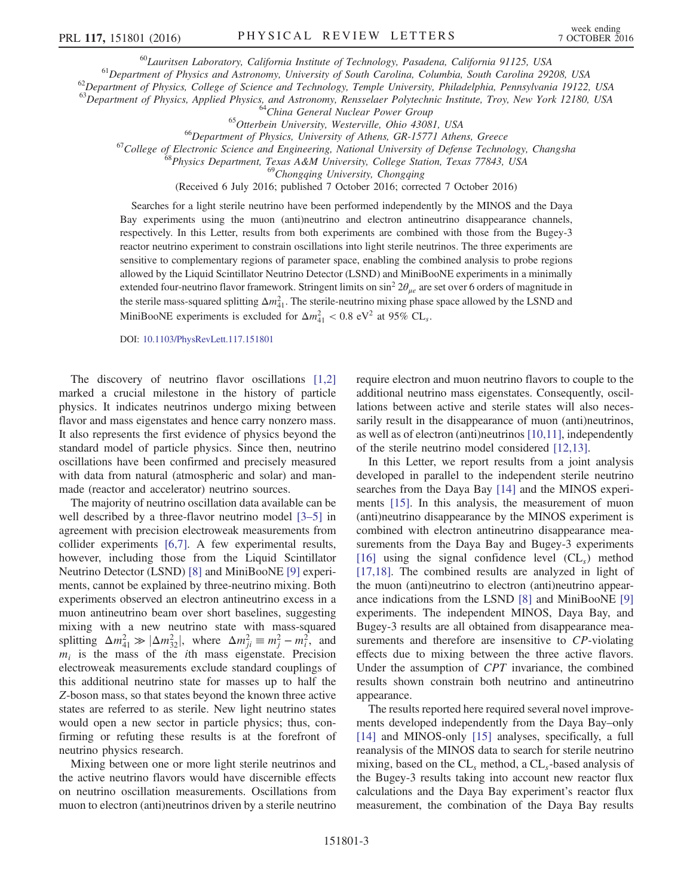[60]Lauritsen Laboratory, California Institute of Technology, Pasadena, California 91125, USA
[61]Department of Physics and Astronomy, University of South Carolina, Columbia, South Carolina 29208, USA
[62]Department of Physics, College of Science and Technology, Temple University, Philadelphia, Pennsylvania 19122, USA
[63]Department of Physics, Applied Physics, and Astronomy, Rensselaer Polytechnic Institute, Troy, New York 12180, USA
[64]China General Nuclear Power Group
[65]Otterbein University, Westerville, Ohio 43081, USA
[66]Department of Physics, University of Athens, GR-15771 Athens, Greece
[67]College of Electronic Science and Engineering, National University of Defense Technology, Changsha
[68]Physics Department, Texas A&M University, College Station, Texas 77843, USA
[69]Chongqing University, Chongqing

(Received 6 July 2016; published 7 October 2016; corrected 7 October 2016)

Searches for a light sterile neutrino have been performed independently by the MINOS and the Daya Bay experiments using the muon (anti)neutrino and electron antineutrino disappearance channels, respectively. In this Letter, results from both experiments are combined with those from the Bugey-3 reactor neutrino experiment to constrain oscillations into light sterile neutrinos. The three experiments are sensitive to complementary regions of parameter space, enabling the combined analysis to probe regions allowed by the Liquid Scintillator Neutrino Detector (LSND) and MiniBooNE experiments in a minimally extended four-neutrino flavor framework. Stringent limits on $\sin^2 2\theta_{\mu e}$ are set over 6 orders of magnitude in the sterile mass-squared splitting $\Delta m^2_{41}$. The sterile-neutrino mixing phase space allowed by the LSND and MiniBooNE experiments is excluded for $\Delta m^2_{41} < 0.8\ \mathrm{eV}^2$ at 95% $\mathrm{CL}_s$.

DOI: 10.1103/PhysRevLett.117.151801

The discovery of neutrino flavor oscillations [1,2] marked a crucial milestone in the history of particle physics. It indicates neutrinos undergo mixing between flavor and mass eigenstates and hence carry nonzero mass. It also represents the first evidence of physics beyond the standard model of particle physics. Since then, neutrino oscillations have been confirmed and precisely measured with data from natural (atmospheric and solar) and man-made (reactor and accelerator) neutrino sources.

The majority of neutrino oscillation data available can be well described by a three-flavor neutrino model [3–5] in agreement with precision electroweak measurements from collider experiments [6,7]. A few experimental results, however, including those from the Liquid Scintillator Neutrino Detector (LSND) [8] and MiniBooNE [9] experiments, cannot be explained by three-neutrino mixing. Both experiments observed an electron antineutrino excess in a muon antineutrino beam over short baselines, suggesting mixing with a new neutrino state with mass-squared splitting $\Delta m^2_{41} \gg |\Delta m^2_{32}|$, where $\Delta m^2_{ji} \equiv m^2_j - m^2_i$, and $m_i$ is the mass of the $i$th mass eigenstate. Precision electroweak measurements exclude standard couplings of this additional neutrino state for masses up to half the $Z$-boson mass, so that states beyond the known three active states are referred to as sterile. New light neutrino states would open a new sector in particle physics; thus, confirming or refuting these results is at the forefront of neutrino physics research.

Mixing between one or more light sterile neutrinos and the active neutrino flavors would have discernible effects on neutrino oscillation measurements. Oscillations from muon to electron (anti)neutrinos driven by a sterile neutrino require electron and muon neutrino flavors to couple to the additional neutrino mass eigenstates. Consequently, oscillations between active and sterile states will also necessarily result in the disappearance of muon (anti)neutrinos, as well as of electron (anti)neutrinos [10,11], independently of the sterile neutrino model considered [12,13].

In this Letter, we report results from a joint analysis developed in parallel to the independent sterile neutrino searches from the Daya Bay [14] and the MINOS experiments [15]. In this analysis, the measurement of muon (anti)neutrino disappearance by the MINOS experiment is combined with electron antineutrino disappearance measurements from the Daya Bay and Bugey-3 experiments [16] using the signal confidence level ($\mathrm{CL}_s$) method [17,18]. The combined results are analyzed in light of the muon (anti)neutrino to electron (anti)neutrino appearance indications from the LSND [8] and MiniBooNE [9] experiments. The independent MINOS, Daya Bay, and Bugey-3 results are all obtained from disappearance measurements and therefore are insensitive to $CP$-violating effects due to mixing between the three active flavors. Under the assumption of $CPT$ invariance, the combined results shown constrain both neutrino and antineutrino appearance.

The results reported here required several novel improvements developed independently from the Daya Bay–only [14] and MINOS-only [15] analyses, specifically, a full reanalysis of the MINOS data to search for sterile neutrino mixing, based on the $\mathrm{CL}_s$ method, a $\mathrm{CL}_s$-based analysis of the Bugey-3 results taking into account new reactor flux calculations and the Daya Bay experiment's reactor flux measurement, the combination of the Daya Bay results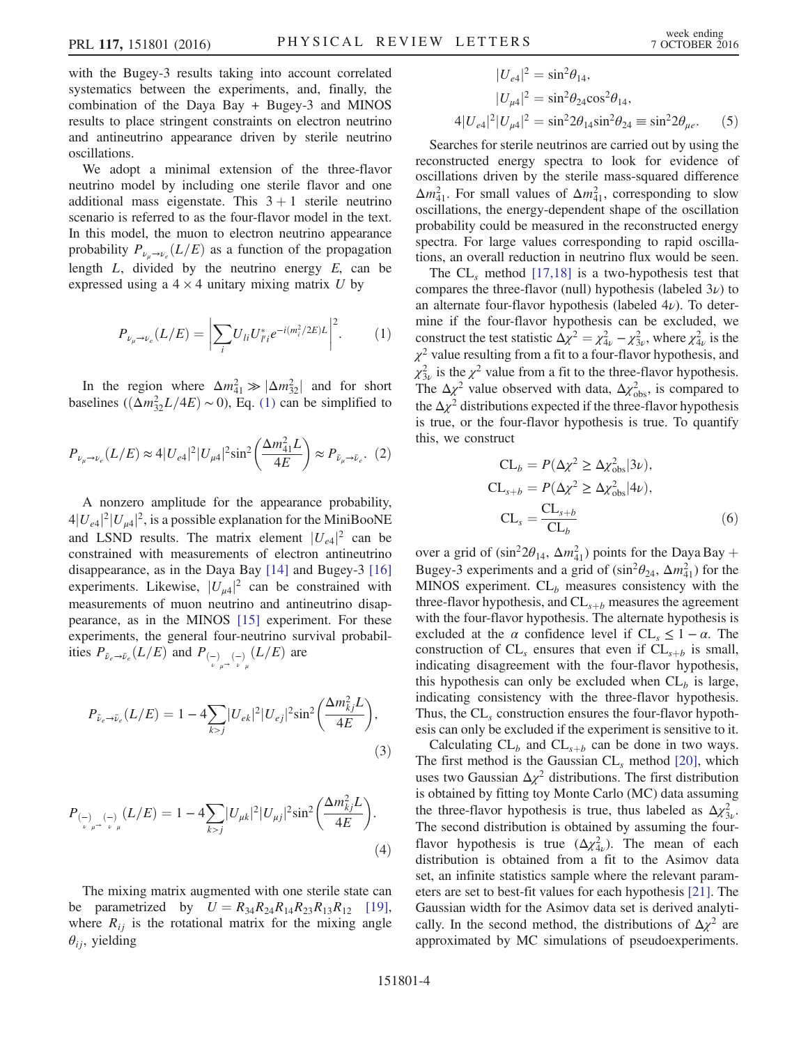with the Bugey-3 results taking into account correlated systematics between the experiments, and, finally, the combination of the Daya Bay + Bugey-3 and MINOS results to place stringent constraints on electron neutrino and antineutrino appearance driven by sterile neutrino oscillations.

We adopt a minimal extension of the three-flavor neutrino model by including one sterile flavor and one additional mass eigenstate. This 3 + 1 sterile neutrino scenario is referred to as the four-flavor model in the text. In this model, the muon to electron neutrino appearance probability $P_{\nu_\mu \to \nu_e}(L/E)$ as a function of the propagation length $L$, divided by the neutrino energy $E$, can be expressed using a $4 \times 4$ unitary mixing matrix $U$ by

$$P_{\nu_\mu \to \nu_e}(L/E) = \left| \sum_i U_{li} U^*_{l'i} e^{-i(m_i^2/2E)L} \right|^2. \quad (1)$$

In the region where $\Delta m^2_{41} \gg |\Delta m^2_{32}|$ and for short baselines ($(\Delta m^2_{32} L/4E) \sim 0$), Eq. (1) can be simplified to

$$P_{\nu_\mu \to \nu_e}(L/E) \approx 4|U_{e4}|^2 |U_{\mu 4}|^2 \sin^2\left(\frac{\Delta m^2_{41} L}{4E}\right) \approx P_{\bar{\nu}_\mu \to \bar{\nu}_e}. \quad (2)$$

A nonzero amplitude for the appearance probability, $4|U_{e4}|^2|U_{\mu 4}|^2$, is a possible explanation for the MiniBooNE and LSND results. The matrix element $|U_{e4}|^2$ can be constrained with measurements of electron antineutrino disappearance, as in the Daya Bay [14] and Bugey-3 [16] experiments. Likewise, $|U_{\mu 4}|^2$ can be constrained with measurements of muon neutrino and antineutrino disappearance, as in the MINOS [15] experiment. For these experiments, the general four-neutrino survival probabilities $P_{\bar{\nu}_e \to \bar{\nu}_e}(L/E)$ and $P_{\overset{(-)}{\nu}_\mu \to \overset{(-)}{\nu}_\mu}(L/E)$ are

$$P_{\bar{\nu}_e \to \bar{\nu}_e}(L/E) = 1 - 4 \sum_{k>j} |U_{ek}|^2 |U_{ej}|^2 \sin^2\left(\frac{\Delta m^2_{kj} L}{4E}\right), \quad (3)$$

$$P_{\overset{(-)}{\nu}_\mu \to \overset{(-)}{\nu}_\mu}(L/E) = 1 - 4 \sum_{k>j} |U_{\mu k}|^2 |U_{\mu j}|^2 \sin^2\left(\frac{\Delta m^2_{kj} L}{4E}\right). \quad (4)$$

The mixing matrix augmented with one sterile state can be parametrized by $U = R_{34} R_{24} R_{14} R_{23} R_{13} R_{12}$ [19], where $R_{ij}$ is the rotational matrix for the mixing angle $\theta_{ij}$, yielding

$$\begin{aligned} |U_{e4}|^2 &= \sin^2\theta_{14}, \\ |U_{\mu 4}|^2 &= \sin^2\theta_{24}\cos^2\theta_{14}, \\ 4|U_{e4}|^2|U_{\mu 4}|^2 &= \sin^2 2\theta_{14} \sin^2 2\theta_{24} \equiv \sin^2 2\theta_{\mu e}. \end{aligned} \quad (5)$$

Searches for sterile neutrinos are carried out by using the reconstructed energy spectra to look for evidence of oscillations driven by the sterile mass-squared difference $\Delta m^2_{41}$. For small values of $\Delta m^2_{41}$, corresponding to slow oscillations, the energy-dependent shape of the oscillation probability could be measured in the reconstructed energy spectra. For large values corresponding to rapid oscillations, an overall reduction in neutrino flux would be seen.

The $\mathrm{CL}_s$ method [17,18] is a two-hypothesis test that compares the three-flavor (null) hypothesis (labeled $3\nu$) to an alternate four-flavor hypothesis (labeled $4\nu$). To determine if the four-flavor hypothesis can be excluded, we construct the test statistic $\Delta\chi^2 = \chi^2_{4\nu} - \chi^2_{3\nu}$, where $\chi^2_{4\nu}$ is the $\chi^2$ value resulting from a fit to a four-flavor hypothesis, and $\chi^2_{3\nu}$ is the $\chi^2$ value from a fit to the three-flavor hypothesis. The $\Delta\chi^2$ value observed with data, $\Delta\chi^2_{\mathrm{obs}}$, is compared to the $\Delta\chi^2$ distributions expected if the three-flavor hypothesis is true, or the four-flavor hypothesis is true. To quantify this, we construct

$$\begin{aligned} \mathrm{CL}_b &= P(\Delta\chi^2 \geq \Delta\chi^2_{\mathrm{obs}} | 3\nu), \\ \mathrm{CL}_{s+b} &= P(\Delta\chi^2 \geq \Delta\chi^2_{\mathrm{obs}} | 4\nu), \\ \mathrm{CL}_s &= \frac{\mathrm{CL}_{s+b}}{\mathrm{CL}_b} \end{aligned} \quad (6)$$

over a grid of $(\sin^2 2\theta_{14}, \Delta m^2_{41})$ points for the Daya Bay + Bugey-3 experiments and a grid of $(\sin^2\theta_{24}, \Delta m^2_{41})$ for the MINOS experiment. $\mathrm{CL}_b$ measures consistency with the three-flavor hypothesis, and $\mathrm{CL}_{s+b}$ measures the agreement with the four-flavor hypothesis. The alternate hypothesis is excluded at the $\alpha$ confidence level if $\mathrm{CL}_s \leq 1 - \alpha$. The construction of $\mathrm{CL}_s$ ensures that even if $\mathrm{CL}_{s+b}$ is small, indicating disagreement with the four-flavor hypothesis, this hypothesis can only be excluded when $\mathrm{CL}_b$ is large, indicating consistency with the three-flavor hypothesis. Thus, the $\mathrm{CL}_s$ construction ensures the four-flavor hypothesis can only be excluded if the experiment is sensitive to it.

Calculating $\mathrm{CL}_b$ and $\mathrm{CL}_{s+b}$ can be done in two ways. The first method is the Gaussian $\mathrm{CL}_s$ method [20], which uses two Gaussian $\Delta\chi^2$ distributions. The first distribution is obtained by fitting toy Monte Carlo (MC) data assuming the three-flavor hypothesis is true, thus labeled as $\Delta\chi^2_{3\nu}$. The second distribution is obtained by assuming the four-flavor hypothesis is true ($\Delta\chi^2_{4\nu}$). The mean of each distribution is obtained from a fit to the Asimov data set, an infinite statistics sample where the relevant parameters are set to best-fit values for each hypothesis [21]. The Gaussian width for the Asimov data set is derived analytically. In the second method, the distributions of $\Delta\chi^2$ are approximated by MC simulations of pseudoexperiments.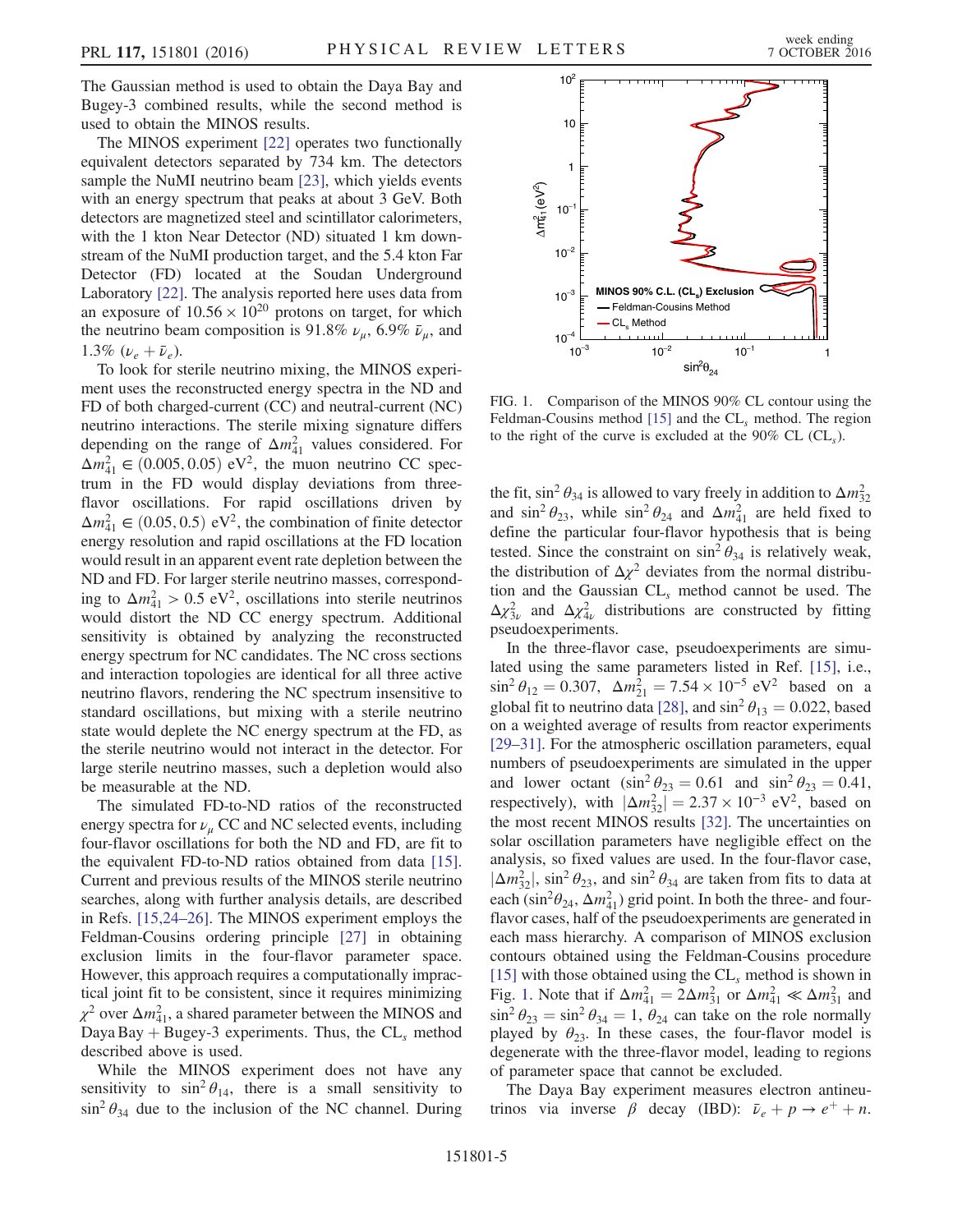The Gaussian method is used to obtain the Daya Bay and Bugey-3 combined results, while the second method is used to obtain the MINOS results.

The MINOS experiment [22] operates two functionally equivalent detectors separated by 734 km. The detectors sample the NuMI neutrino beam [23], which yields events with an energy spectrum that peaks at about 3 GeV. Both detectors are magnetized steel and scintillator calorimeters, with the 1 kton Near Detector (ND) situated 1 km downstream of the NuMI production target, and the 5.4 kton Far Detector (FD) located at the Soudan Underground Laboratory [22]. The analysis reported here uses data from an exposure of $10.56 \times 10^{20}$ protons on target, for which the neutrino beam composition is 91.8% $\nu_\mu$, 6.9% $\bar{\nu}_\mu$, and 1.3% $(\nu_e + \bar{\nu}_e)$.

To look for sterile neutrino mixing, the MINOS experiment uses the reconstructed energy spectra in the ND and FD of both charged-current (CC) and neutral-current (NC) neutrino interactions. The sterile mixing signature differs depending on the range of $\Delta m^2_{41}$ values considered. For $\Delta m^2_{41} \in (0.005, 0.05)$ eV$^2$, the muon neutrino CC spectrum in the FD would display deviations from three-flavor oscillations. For rapid oscillations driven by $\Delta m^2_{41} \in (0.05, 0.5)$ eV$^2$, the combination of finite detector energy resolution and rapid oscillations at the FD location would result in an apparent event rate depletion between the ND and FD. For larger sterile neutrino masses, corresponding to $\Delta m^2_{41} > 0.5$ eV$^2$, oscillations into sterile neutrinos would distort the ND CC energy spectrum. Additional sensitivity is obtained by analyzing the reconstructed energy spectrum for NC candidates. The NC cross sections and interaction topologies are identical for all three active neutrino flavors, rendering the NC spectrum insensitive to standard oscillations, but mixing with a sterile neutrino state would deplete the NC energy spectrum at the FD, as the sterile neutrino would not interact in the detector. For large sterile neutrino masses, such a depletion would also be measurable at the ND.

The simulated FD-to-ND ratios of the reconstructed energy spectra for $\nu_\mu$ CC and NC selected events, including four-flavor oscillations for both the ND and FD, are fit to the equivalent FD-to-ND ratios obtained from data [15]. Current and previous results of the MINOS sterile neutrino searches, along with further analysis details, are described in Refs. [15,24–26]. The MINOS experiment employs the Feldman-Cousins ordering principle [27] in obtaining exclusion limits in the four-flavor parameter space. However, this approach requires a computationally impractical joint fit to be consistent, since it requires minimizing $\chi^2$ over $\Delta m^2_{41}$, a shared parameter between the MINOS and Daya Bay + Bugey-3 experiments. Thus, the CL$_s$ method described above is used.

While the MINOS experiment does not have any sensitivity to $\sin^2\theta_{14}$, there is a small sensitivity to $\sin^2\theta_{34}$ due to the inclusion of the NC channel. During the fit, $\sin^2\theta_{34}$ is allowed to vary freely in addition to $\Delta m^2_{32}$ and $\sin^2\theta_{23}$, while $\sin^2\theta_{24}$ and $\Delta m^2_{41}$ are held fixed to define the particular four-flavor hypothesis that is being tested. Since the constraint on $\sin^2\theta_{34}$ is relatively weak, the distribution of $\Delta\chi^2$ deviates from the normal distribution and the Gaussian CL$_s$ method cannot be used. The $\Delta\chi^2_{3\nu}$ and $\Delta\chi^2_{4\nu}$ distributions are constructed by fitting pseudoexperiments.

FIG. 1. Comparison of the MINOS 90% CL contour using the Feldman-Cousins method [15] and the CL$_s$ method. The region to the right of the curve is excluded at the 90% CL (CL$_s$).

In the three-flavor case, pseudoexperiments are simulated using the same parameters listed in Ref. [15], i.e., $\sin^2\theta_{12} = 0.307$, $\Delta m^2_{21} = 7.54 \times 10^{-5}$ eV$^2$ based on a global fit to neutrino data [28], and $\sin^2\theta_{13} = 0.022$, based on a weighted average of results from reactor experiments [29–31]. For the atmospheric oscillation parameters, equal numbers of pseudoexperiments are simulated in the upper and lower octant ($\sin^2\theta_{23} = 0.61$ and $\sin^2\theta_{23} = 0.41$, respectively), with $|\Delta m^2_{32}| = 2.37 \times 10^{-3}$ eV$^2$, based on the most recent MINOS results [32]. The uncertainties on solar oscillation parameters have negligible effect on the analysis, so fixed values are used. In the four-flavor case, $|\Delta m^2_{32}|$, $\sin^2\theta_{23}$, and $\sin^2\theta_{34}$ are taken from fits to data at each ($\sin^2\theta_{24}$, $\Delta m^2_{41}$) grid point. In both the three- and four-flavor cases, half of the pseudoexperiments are generated in each mass hierarchy. A comparison of MINOS exclusion contours obtained using the Feldman-Cousins procedure [15] with those obtained using the CL$_s$ method is shown in Fig. 1. Note that if $\Delta m^2_{41} = 2\Delta m^2_{31}$ or $\Delta m^2_{41} \ll \Delta m^2_{31}$ and $\sin^2\theta_{23} = \sin^2\theta_{34} = 1$, $\theta_{24}$ can take on the role normally played by $\theta_{23}$. In these cases, the four-flavor model is degenerate with the three-flavor model, leading to regions of parameter space that cannot be excluded.

The Daya Bay experiment measures electron antineutrinos via inverse $\beta$ decay (IBD): $\bar{\nu}_e + p \to e^+ + n$.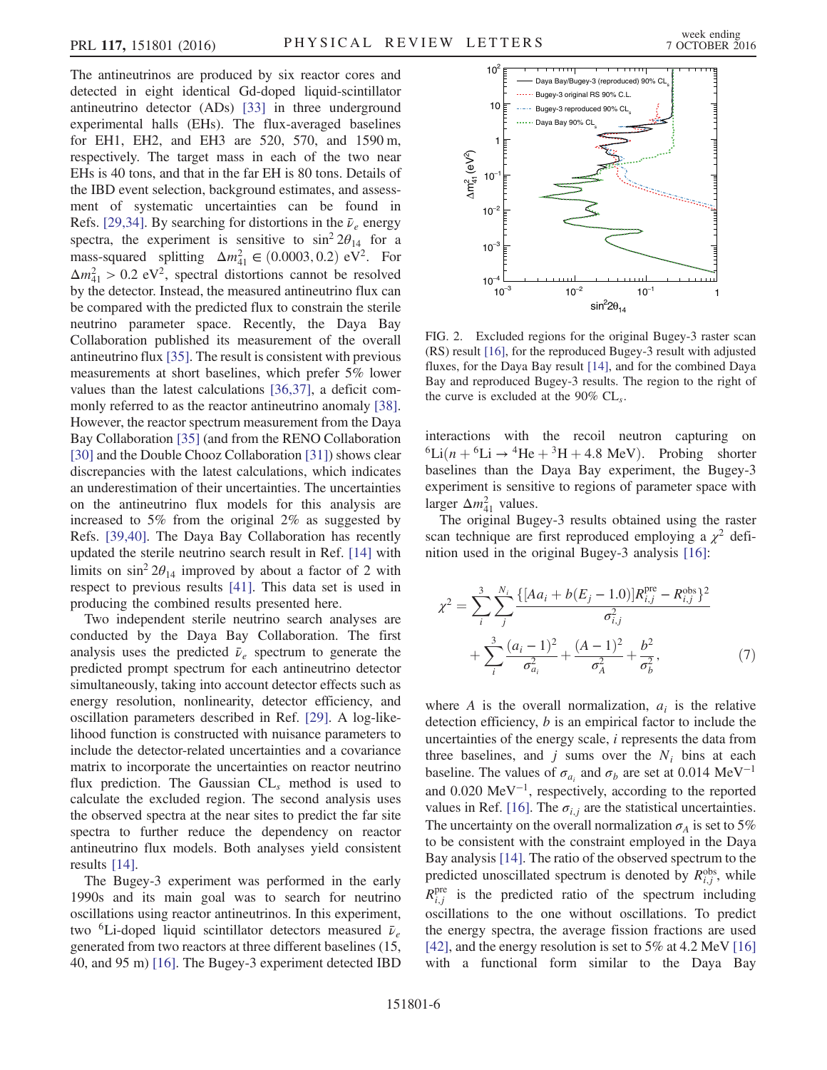The antineutrinos are produced by six reactor cores and detected in eight identical Gd-doped liquid-scintillator antineutrino detector (ADs) [33] in three underground experimental halls (EHs). The flux-averaged baselines for EH1, EH2, and EH3 are 520, 570, and 1590 m, respectively. The target mass in each of the two near EHs is 40 tons, and that in the far EH is 80 tons. Details of the IBD event selection, background estimates, and assessment of systematic uncertainties can be found in Refs. [29,34]. By searching for distortions in the $\bar{\nu}_e$ energy spectra, the experiment is sensitive to $\sin^2 2\theta_{14}$ for a mass-squared splitting $\Delta m^2_{41} \in (0.0003, 0.2)$ eV$^2$. For $\Delta m^2_{41} > 0.2$ eV$^2$, spectral distortions cannot be resolved by the detector. Instead, the measured antineutrino flux can be compared with the predicted flux to constrain the sterile neutrino parameter space. Recently, the Daya Bay Collaboration published its measurement of the overall antineutrino flux [35]. The result is consistent with previous measurements at short baselines, which prefer 5% lower values than the latest calculations [36,37], a deficit commonly referred to as the reactor antineutrino anomaly [38]. However, the reactor spectrum measurement from the Daya Bay Collaboration [35] (and from the RENO Collaboration [30] and the Double Chooz Collaboration [31]) shows clear discrepancies with the latest calculations, which indicates an underestimation of their uncertainties. The uncertainties on the antineutrino flux models for this analysis are increased to 5% from the original 2% as suggested by Refs. [39,40]. The Daya Bay Collaboration has recently updated the sterile neutrino search result in Ref. [14] with limits on $\sin^2 2\theta_{14}$ improved by about a factor of 2 with respect to previous results [41]. This data set is used in producing the combined results presented here.

Two independent sterile neutrino search analyses are conducted by the Daya Bay Collaboration. The first analysis uses the predicted $\bar{\nu}_e$ spectrum to generate the predicted prompt spectrum for each antineutrino detector simultaneously, taking into account detector effects such as energy resolution, nonlinearity, detector efficiency, and oscillation parameters described in Ref. [29]. A log-likelihood function is constructed with nuisance parameters to include the detector-related uncertainties and a covariance matrix to incorporate the uncertainties on reactor neutrino flux prediction. The Gaussian CL$_s$ method is used to calculate the excluded region. The second analysis uses the observed spectra at the near sites to predict the far site spectra to further reduce the dependency on reactor antineutrino flux models. Both analyses yield consistent results [14].

The Bugey-3 experiment was performed in the early 1990s and its main goal was to search for neutrino oscillations using reactor antineutrinos. In this experiment, two $^6$Li-doped liquid scintillator detectors measured $\bar{\nu}_e$ generated from two reactors at three different baselines (15, 40, and 95 m) [16]. The Bugey-3 experiment detected IBD interactions with the recoil neutron capturing on $^6$Li($n + {}^6\text{Li} \rightarrow {}^4\text{He} + {}^3\text{H} + 4.8$ MeV). Probing shorter baselines than the Daya Bay experiment, the Bugey-3 experiment is sensitive to regions of parameter space with larger $\Delta m^2_{41}$ values.

FIG. 2. Excluded regions for the original Bugey-3 raster scan (RS) result [16], for the reproduced Bugey-3 result with adjusted fluxes, for the Daya Bay result [14], and for the combined Daya Bay and reproduced Bugey-3 results. The region to the right of the curve is excluded at the 90% CL$_s$.

The original Bugey-3 results obtained using the raster scan technique are first reproduced employing a $\chi^2$ definition used in the original Bugey-3 analysis [16]:

$$\chi^2 = \sum_i^3 \sum_j^{N_i} \frac{\{[Aa_i + b(E_j - 1.0)]R^{\text{pre}}_{i,j} - R^{\text{obs}}_{i,j}\}^2}{\sigma^2_{i,j}} + \sum_i^3 \frac{(a_i - 1)^2}{\sigma^2_{a_i}} + \frac{(A-1)^2}{\sigma^2_A} + \frac{b^2}{\sigma^2_b}, \tag{7}$$

where $A$ is the overall normalization, $a_i$ is the relative detection efficiency, $b$ is an empirical factor to include the uncertainties of the energy scale, $i$ represents the data from three baselines, and $j$ sums over the $N_i$ bins at each baseline. The values of $\sigma_{a_i}$ and $\sigma_b$ are set at 0.014 MeV$^{-1}$ and 0.020 MeV$^{-1}$, respectively, according to the reported values in Ref. [16]. The $\sigma_{i,j}$ are the statistical uncertainties. The uncertainty on the overall normalization $\sigma_A$ is set to 5% to be consistent with the constraint employed in the Daya Bay analysis [14]. The ratio of the observed spectrum to the predicted unoscillated spectrum is denoted by $R^{\text{obs}}_{i,j}$, while $R^{\text{pre}}_{i,j}$ is the predicted ratio of the spectrum including oscillations to the one without oscillations. To predict the energy spectra, the average fission fractions are used [42], and the energy resolution is set to 5% at 4.2 MeV [16] with a functional form similar to the Daya Bay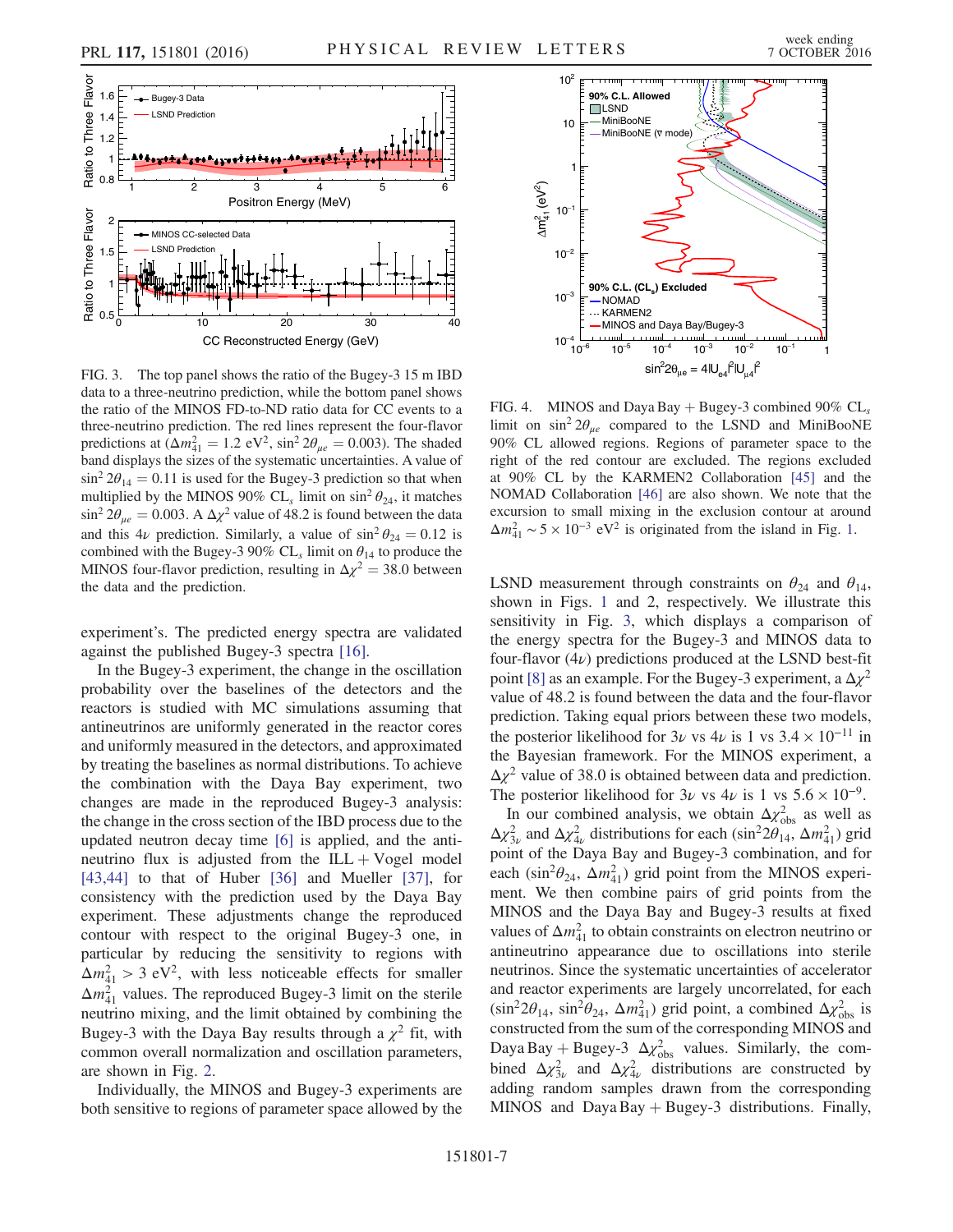FIG. 3. The top panel shows the ratio of the Bugey-3 15 m IBD data to a three-neutrino prediction, while the bottom panel shows the ratio of the MINOS FD-to-ND ratio data for CC events to a three-neutrino prediction. The red lines represent the four-flavor predictions at ($\Delta m^2_{41} = 1.2\ \mathrm{eV}^2$, $\sin^2 2\theta_{\mu e} = 0.003$). The shaded band displays the sizes of the systematic uncertainties. A value of $\sin^2 2\theta_{14} = 0.11$ is used for the Bugey-3 prediction so that when multiplied by the MINOS 90% $\mathrm{CL}_s$ limit on $\sin^2\theta_{24}$, it matches $\sin^2 2\theta_{\mu e} = 0.003$. A $\Delta\chi^2$ value of 48.2 is found between the data and this $4\nu$ prediction. Similarly, a value of $\sin^2\theta_{24} = 0.12$ is combined with the Bugey-3 90% $\mathrm{CL}_s$ limit on $\theta_{14}$ to produce the MINOS four-flavor prediction, resulting in $\Delta\chi^2 = 38.0$ between the data and the prediction.

FIG. 4. MINOS and Daya Bay + Bugey-3 combined 90% $\mathrm{CL}_s$ limit on $\sin^2 2\theta_{\mu e}$ compared to the LSND and MiniBooNE 90% CL allowed regions. Regions of parameter space to the right of the red contour are excluded. The regions excluded at 90% CL by the KARMEN2 Collaboration [45] and the NOMAD Collaboration [46] are also shown. We note that the excursion to small mixing in the exclusion contour at around $\Delta m^2_{41} \sim 5 \times 10^{-3}\ \mathrm{eV}^2$ is originated from the island in Fig. 1.

experiment's. The predicted energy spectra are validated against the published Bugey-3 spectra [16].

In the Bugey-3 experiment, the change in the oscillation probability over the baselines of the detectors and the reactors is studied with MC simulations assuming that antineutrinos are uniformly generated in the reactor cores and uniformly measured in the detectors, and approximated by treating the baselines as normal distributions. To achieve the combination with the Daya Bay experiment, two changes are made in the reproduced Bugey-3 analysis: the change in the cross section of the IBD process due to the updated neutron decay time [6] is applied, and the antineutrino flux is adjusted from the ILL + Vogel model [43,44] to that of Huber [36] and Mueller [37], for consistency with the prediction used by the Daya Bay experiment. These adjustments change the reproduced contour with respect to the original Bugey-3 one, in particular by reducing the sensitivity to regions with $\Delta m^2_{41} > 3\ \mathrm{eV}^2$, with less noticeable effects for smaller $\Delta m^2_{41}$ values. The reproduced Bugey-3 limit on the sterile neutrino mixing, and the limit obtained by combining the Bugey-3 with the Daya Bay results through a $\chi^2$ fit, with common overall normalization and oscillation parameters, are shown in Fig. 2.

Individually, the MINOS and Bugey-3 experiments are both sensitive to regions of parameter space allowed by the LSND measurement through constraints on $\theta_{24}$ and $\theta_{14}$, shown in Figs. 1 and 2, respectively. We illustrate this sensitivity in Fig. 3, which displays a comparison of the energy spectra for the Bugey-3 and MINOS data to four-flavor ($4\nu$) predictions produced at the LSND best-fit point [8] as an example. For the Bugey-3 experiment, a $\Delta\chi^2$ value of 48.2 is found between the data and the four-flavor prediction. Taking equal priors between these two models, the posterior likelihood for $3\nu$ vs $4\nu$ is 1 vs $3.4 \times 10^{-11}$ in the Bayesian framework. For the MINOS experiment, a $\Delta\chi^2$ value of 38.0 is obtained between data and prediction. The posterior likelihood for $3\nu$ vs $4\nu$ is 1 vs $5.6 \times 10^{-9}$.

In our combined analysis, we obtain $\Delta\chi^2_{\mathrm{obs}}$ as well as $\Delta\chi^2_{3\nu}$ and $\Delta\chi^2_{4\nu}$ distributions for each ($\sin^2 2\theta_{14}$, $\Delta m^2_{41}$) grid point of the Daya Bay and Bugey-3 combination, and for each ($\sin^2\theta_{24}$, $\Delta m^2_{41}$) grid point from the MINOS experiment. We then combine pairs of grid points from the MINOS and the Daya Bay and Bugey-3 results at fixed values of $\Delta m^2_{41}$ to obtain constraints on electron neutrino or antineutrino appearance due to oscillations into sterile neutrinos. Since the systematic uncertainties of accelerator and reactor experiments are largely uncorrelated, for each ($\sin^2 2\theta_{14}$, $\sin^2\theta_{24}$, $\Delta m^2_{41}$) grid point, a combined $\Delta\chi^2_{\mathrm{obs}}$ is constructed from the sum of the corresponding MINOS and Daya Bay + Bugey-3 $\Delta\chi^2_{\mathrm{obs}}$ values. Similarly, the combined $\Delta\chi^2_{3\nu}$ and $\Delta\chi^2_{4\nu}$ distributions are constructed by adding random samples drawn from the corresponding MINOS and Daya Bay + Bugey-3 distributions. Finally,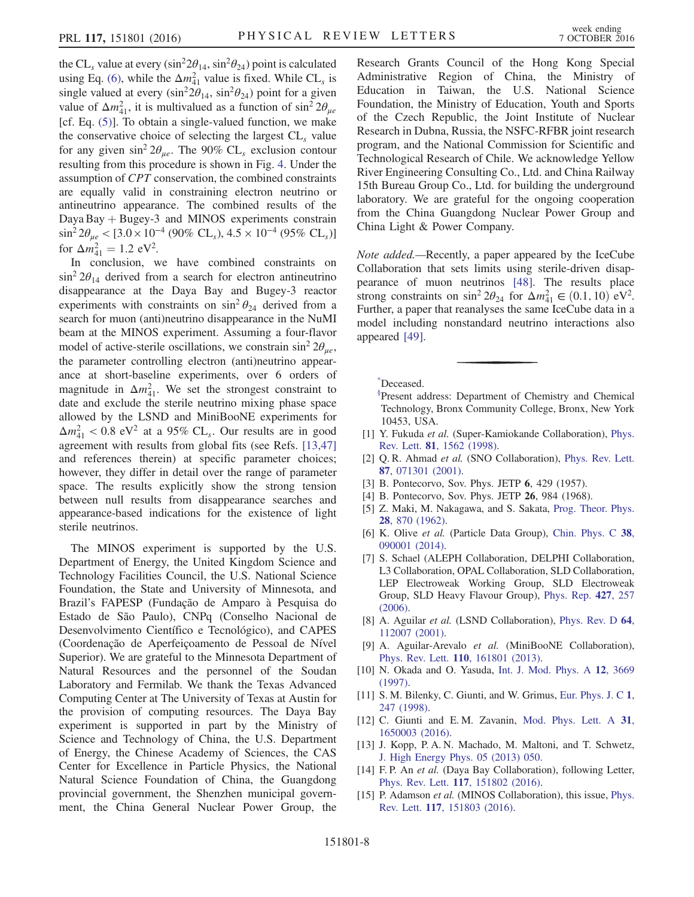the $\mathrm{CL}_s$ value at every $(\sin^2 2\theta_{14}, \sin^2\theta_{24})$ point is calculated using Eq. (6), while the $\Delta m^2_{41}$ value is fixed. While $\mathrm{CL}_s$ is single valued at every $(\sin^2 2\theta_{14}, \sin^2\theta_{24})$ point for a given value of $\Delta m^2_{41}$, it is multivalued as a function of $\sin^2 2\theta_{\mu e}$ [cf. Eq. (5)]. To obtain a single-valued function, we make the conservative choice of selecting the largest $\mathrm{CL}_s$ value for any given $\sin^2 2\theta_{\mu e}$. The 90% $\mathrm{CL}_s$ exclusion contour resulting from this procedure is shown in Fig. 4. Under the assumption of *CPT* conservation, the combined constraints are equally valid in constraining electron neutrino or antineutrino appearance. The combined results of the Daya Bay + Bugey-3 and MINOS experiments constrain $\sin^2 2\theta_{\mu e} < [3.0 \times 10^{-4}$ (90% $\mathrm{CL}_s$), $4.5 \times 10^{-4}$ (95% $\mathrm{CL}_s$)] for $\Delta m^2_{41} = 1.2$ eV$^2$.

In conclusion, we have combined constraints on $\sin^2 2\theta_{14}$ derived from a search for electron antineutrino disappearance at the Daya Bay and Bugey-3 reactor experiments with constraints on $\sin^2\theta_{24}$ derived from a search for muon (anti)neutrino disappearance in the NuMI beam at the MINOS experiment. Assuming a four-flavor model of active-sterile oscillations, we constrain $\sin^2 2\theta_{\mu e}$, the parameter controlling electron (anti)neutrino appearance at short-baseline experiments, over 6 orders of magnitude in $\Delta m^2_{41}$. We set the strongest constraint to date and exclude the sterile neutrino mixing phase space allowed by the LSND and MiniBooNE experiments for $\Delta m^2_{41} < 0.8$ eV$^2$ at a 95% $\mathrm{CL}_s$. Our results are in good agreement with results from global fits (see Refs. [13,47] and references therein) at specific parameter choices; however, they differ in detail over the range of parameter space. The results explicitly show the strong tension between null results from disappearance searches and appearance-based indications for the existence of light sterile neutrinos.

The MINOS experiment is supported by the U.S. Department of Energy, the United Kingdom Science and Technology Facilities Council, the U.S. National Science Foundation, the State and University of Minnesota, and Brazil's FAPESP (Fundação de Amparo à Pesquisa do Estado de São Paulo), CNPq (Conselho Nacional de Desenvolvimento Científico e Tecnológico), and CAPES (Coordenação de Aperfeiçoamento de Pessoal de Nível Superior). We are grateful to the Minnesota Department of Natural Resources and the personnel of the Soudan Laboratory and Fermilab. We thank the Texas Advanced Computing Center at The University of Texas at Austin for the provision of computing resources. The Daya Bay experiment is supported in part by the Ministry of Science and Technology of China, the U.S. Department of Energy, the Chinese Academy of Sciences, the CAS Center for Excellence in Particle Physics, the National Natural Science Foundation of China, the Guangdong provincial government, the Shenzhen municipal government, the China General Nuclear Power Group, the Research Grants Council of the Hong Kong Special Administrative Region of China, the Ministry of Education in Taiwan, the U.S. National Science Foundation, the Ministry of Education, Youth and Sports of the Czech Republic, the Joint Institute of Nuclear Research in Dubna, Russia, the NSFC-RFBR joint research program, and the National Commission for Scientific and Technological Research of Chile. We acknowledge Yellow River Engineering Consulting Co., Ltd. and China Railway 15th Bureau Group Co., Ltd. for building the underground laboratory. We are grateful for the ongoing cooperation from the China Guangdong Nuclear Power Group and China Light & Power Company.

*Note added.*—Recently, a paper appeared by the IceCube Collaboration that sets limits using sterile-driven disappearance of muon neutrinos [48]. The results place strong constraints on $\sin^2 2\theta_{24}$ for $\Delta m^2_{41} \in (0.1, 10)$ eV$^2$. Further, a paper that reanalyses the same IceCube data in a model including nonstandard neutrino interactions also appeared [49].

---

[*] Deceased.

[§] Present address: Department of Chemistry and Chemical Technology, Bronx Community College, Bronx, New York 10453, USA.

[1] Y. Fukuda *et al.* (Super-Kamiokande Collaboration), Phys. Rev. Lett. **81**, 1562 (1998).

[2] Q. R. Ahmad *et al.* (SNO Collaboration), Phys. Rev. Lett. **87**, 071301 (2001).

[3] B. Pontecorvo, Sov. Phys. JETP **6**, 429 (1957).

[4] B. Pontecorvo, Sov. Phys. JETP **26**, 984 (1968).

[5] Z. Maki, M. Nakagawa, and S. Sakata, Prog. Theor. Phys. **28**, 870 (1962).

[6] K. Olive *et al.* (Particle Data Group), Chin. Phys. C **38**, 090001 (2014).

[7] S. Schael (ALEPH Collaboration, DELPHI Collaboration, L3 Collaboration, OPAL Collaboration, SLD Collaboration, LEP Electroweak Working Group, SLD Electroweak Group, SLD Heavy Flavour Group), Phys. Rep. **427**, 257 (2006).

[8] A. Aguilar *et al.* (LSND Collaboration), Phys. Rev. D **64**, 112007 (2001).

[9] A. Aguilar-Arevalo *et al.* (MiniBooNE Collaboration), Phys. Rev. Lett. **110**, 161801 (2013).

[10] N. Okada and O. Yasuda, Int. J. Mod. Phys. A **12**, 3669 (1997).

[11] S. M. Bilenky, C. Giunti, and W. Grimus, Eur. Phys. J. C **1**, 247 (1998).

[12] C. Giunti and E. M. Zavanin, Mod. Phys. Lett. A **31**, 1650003 (2016).

[13] J. Kopp, P. A. N. Machado, M. Maltoni, and T. Schwetz, J. High Energy Phys. 05 (2013) 050.

[14] F. P. An *et al.* (Daya Bay Collaboration), following Letter, Phys. Rev. Lett. **117**, 151802 (2016).

[15] P. Adamson *et al.* (MINOS Collaboration), this issue, Phys. Rev. Lett. **117**, 151803 (2016).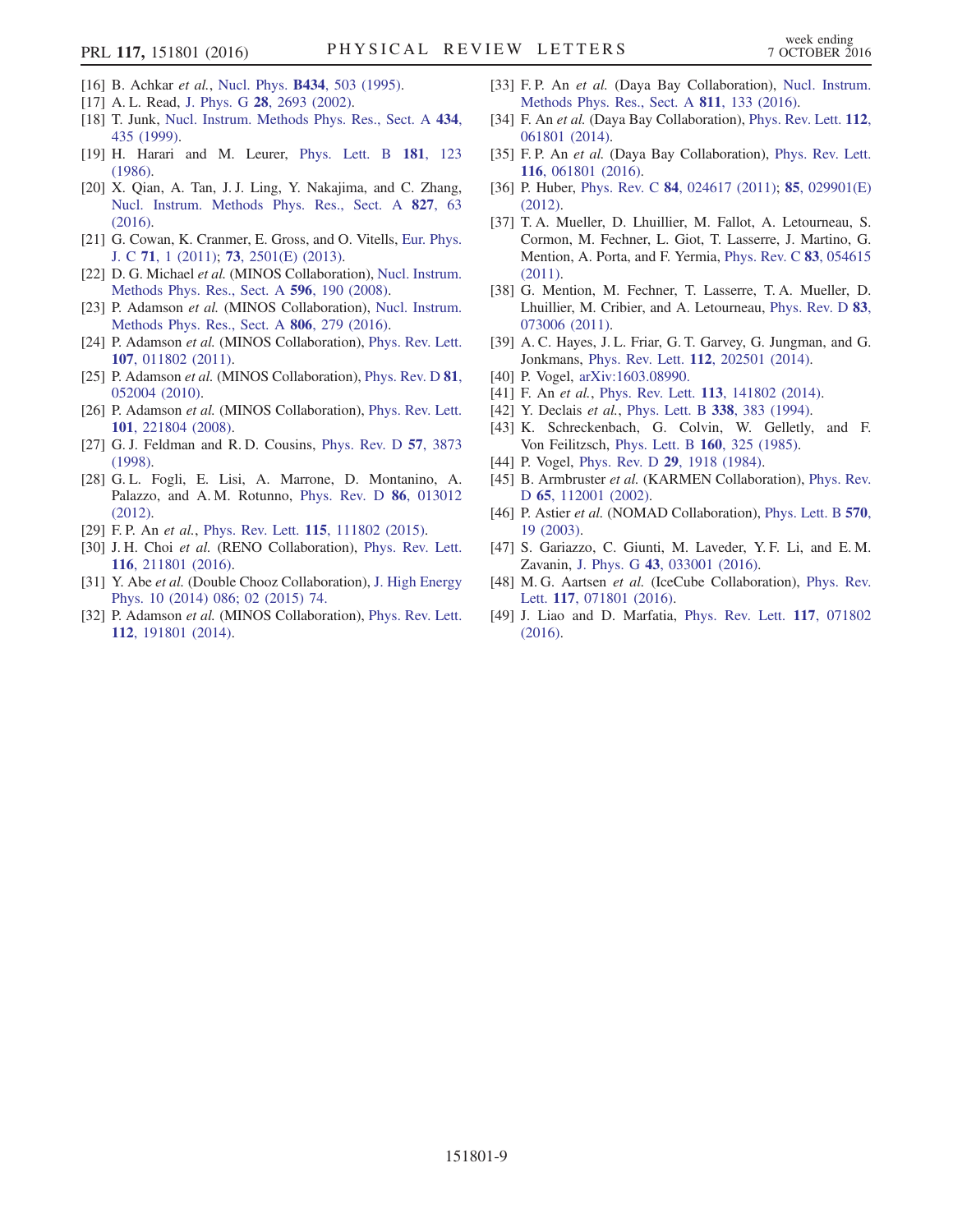[16] B. Achkar *et al.*, Nucl. Phys. **B434**, 503 (1995).

[17] A. L. Read, J. Phys. G **28**, 2693 (2002).

[18] T. Junk, Nucl. Instrum. Methods Phys. Res., Sect. A **434**, 435 (1999).

[19] H. Harari and M. Leurer, Phys. Lett. B **181**, 123 (1986).

[20] X. Qian, A. Tan, J. J. Ling, Y. Nakajima, and C. Zhang, Nucl. Instrum. Methods Phys. Res., Sect. A **827**, 63 (2016).

[21] G. Cowan, K. Cranmer, E. Gross, and O. Vitells, Eur. Phys. J. C **71**, 1 (2011); **73**, 2501(E) (2013).

[22] D. G. Michael *et al.* (MINOS Collaboration), Nucl. Instrum. Methods Phys. Res., Sect. A **596**, 190 (2008).

[23] P. Adamson *et al.* (MINOS Collaboration), Nucl. Instrum. Methods Phys. Res., Sect. A **806**, 279 (2016).

[24] P. Adamson *et al.* (MINOS Collaboration), Phys. Rev. Lett. **107**, 011802 (2011).

[25] P. Adamson *et al.* (MINOS Collaboration), Phys. Rev. D **81**, 052004 (2010).

[26] P. Adamson *et al.* (MINOS Collaboration), Phys. Rev. Lett. **101**, 221804 (2008).

[27] G. J. Feldman and R. D. Cousins, Phys. Rev. D **57**, 3873 (1998).

[28] G. L. Fogli, E. Lisi, A. Marrone, D. Montanino, A. Palazzo, and A. M. Rotunno, Phys. Rev. D **86**, 013012 (2012).

[29] F. P. An *et al.*, Phys. Rev. Lett. **115**, 111802 (2015).

[30] J. H. Choi *et al.* (RENO Collaboration), Phys. Rev. Lett. **116**, 211801 (2016).

[31] Y. Abe *et al.* (Double Chooz Collaboration), J. High Energy Phys. 10 (2014) 086; 02 (2015) 74.

[32] P. Adamson *et al.* (MINOS Collaboration), Phys. Rev. Lett. **112**, 191801 (2014).

[33] F. P. An *et al.* (Daya Bay Collaboration), Nucl. Instrum. Methods Phys. Res., Sect. A **811**, 133 (2016).

[34] F. An *et al.* (Daya Bay Collaboration), Phys. Rev. Lett. **112**, 061801 (2014).

[35] F. P. An *et al.* (Daya Bay Collaboration), Phys. Rev. Lett. **116**, 061801 (2016).

[36] P. Huber, Phys. Rev. C **84**, 024617 (2011); **85**, 029901(E) (2012).

[37] T. A. Mueller, D. Lhuillier, M. Fallot, A. Letourneau, S. Cormon, M. Fechner, L. Giot, T. Lasserre, J. Martino, G. Mention, A. Porta, and F. Yermia, Phys. Rev. C **83**, 054615 (2011).

[38] G. Mention, M. Fechner, T. Lasserre, T. A. Mueller, D. Lhuillier, M. Cribier, and A. Letourneau, Phys. Rev. D **83**, 073006 (2011).

[39] A. C. Hayes, J. L. Friar, G. T. Garvey, G. Jungman, and G. Jonkmans, Phys. Rev. Lett. **112**, 202501 (2014).

[40] P. Vogel, arXiv:1603.08990.

[41] F. An *et al.*, Phys. Rev. Lett. **113**, 141802 (2014).

[42] Y. Declais *et al.*, Phys. Lett. B **338**, 383 (1994).

[43] K. Schreckenbach, G. Colvin, W. Gelletly, and F. Von Feilitzsch, Phys. Lett. B **160**, 325 (1985).

[44] P. Vogel, Phys. Rev. D **29**, 1918 (1984).

[45] B. Armbruster *et al.* (KARMEN Collaboration), Phys. Rev. D **65**, 112001 (2002).

[46] P. Astier *et al.* (NOMAD Collaboration), Phys. Lett. B **570**, 19 (2003).

[47] S. Gariazzo, C. Giunti, M. Laveder, Y. F. Li, and E. M. Zavanin, J. Phys. G **43**, 033001 (2016).

[48] M. G. Aartsen *et al.* (IceCube Collaboration), Phys. Rev. Lett. **117**, 071801 (2016).

[49] J. Liao and D. Marfatia, Phys. Rev. Lett. **117**, 071802 (2016).